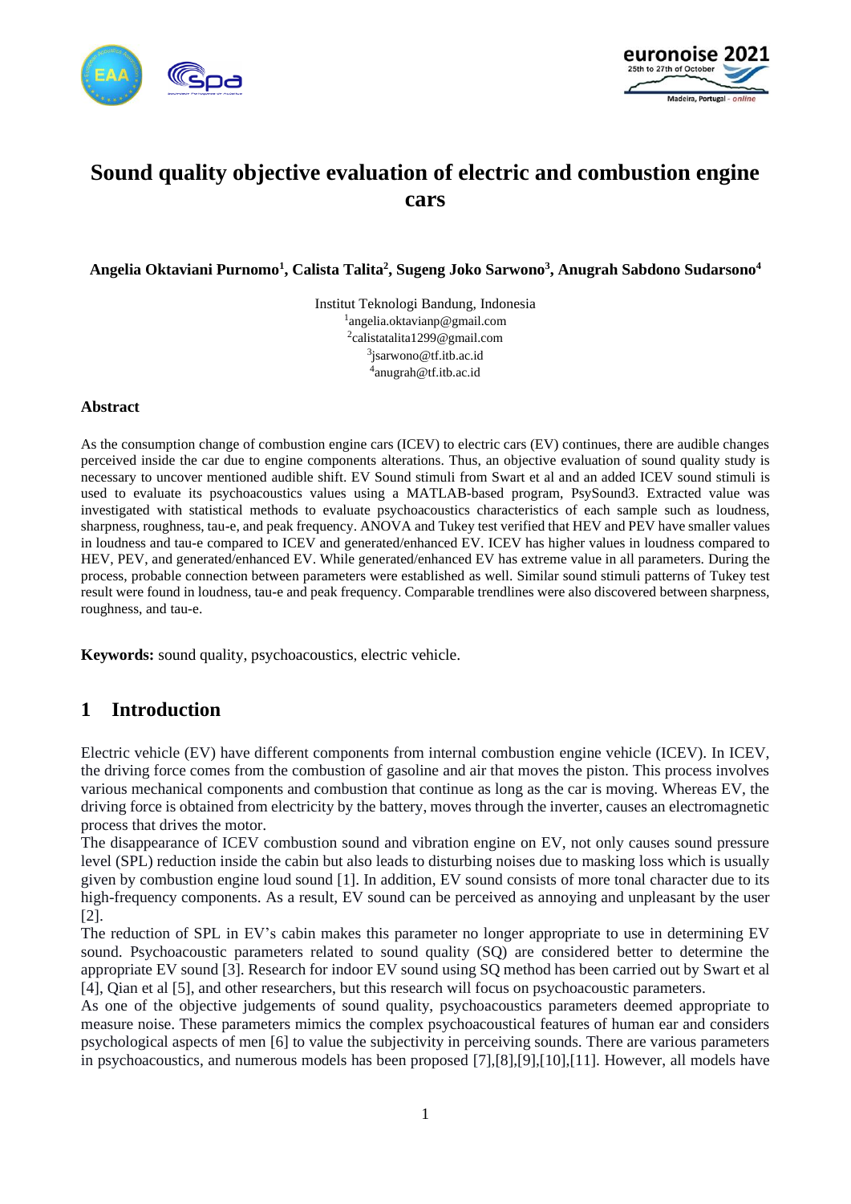# Sound quality objective evaluation of electric and combustion engine cars

**Angelia Oktaviani Purnomo[1], Calista Talita[2], Sugeng Joko Sarwono[3], Anugrah Sabdono Sudarsono[4]**

Institut Teknologi Bandung, Indonesia
[1]angelia.oktavianp@gmail.com
[2]calistatalita1299@gmail.com
[3]jsarwono@tf.itb.ac.id
[4]anugrah@tf.itb.ac.id

### Abstract

As the consumption change of combustion engine cars (ICEV) to electric cars (EV) continues, there are audible changes perceived inside the car due to engine components alterations. Thus, an objective evaluation of sound quality study is necessary to uncover mentioned audible shift. EV Sound stimuli from Swart et al and an added ICEV sound stimuli is used to evaluate its psychoacoustics values using a MATLAB-based program, PsySound3. Extracted value was investigated with statistical methods to evaluate psychoacoustics characteristics of each sample such as loudness, sharpness, roughness, tau-e, and peak frequency. ANOVA and Tukey test verified that HEV and PEV have smaller values in loudness and tau-e compared to ICEV and generated/enhanced EV. ICEV has higher values in loudness compared to HEV, PEV, and generated/enhanced EV. While generated/enhanced EV has extreme value in all parameters. During the process, probable connection between parameters were established as well. Similar sound stimuli patterns of Tukey test result were found in loudness, tau-e and peak frequency. Comparable trendlines were also discovered between sharpness, roughness, and tau-e.

**Keywords:** sound quality, psychoacoustics, electric vehicle.

## 1 Introduction

Electric vehicle (EV) have different components from internal combustion engine vehicle (ICEV). In ICEV, the driving force comes from the combustion of gasoline and air that moves the piston. This process involves various mechanical components and combustion that continue as long as the car is moving. Whereas EV, the driving force is obtained from electricity by the battery, moves through the inverter, causes an electromagnetic process that drives the motor.

The disappearance of ICEV combustion sound and vibration engine on EV, not only causes sound pressure level (SPL) reduction inside the cabin but also leads to disturbing noises due to masking loss which is usually given by combustion engine loud sound [1]. In addition, EV sound consists of more tonal character due to its high-frequency components. As a result, EV sound can be perceived as annoying and unpleasant by the user [2].

The reduction of SPL in EV's cabin makes this parameter no longer appropriate to use in determining EV sound. Psychoacoustic parameters related to sound quality (SQ) are considered better to determine the appropriate EV sound [3]. Research for indoor EV sound using SQ method has been carried out by Swart et al [4], Qian et al [5], and other researchers, but this research will focus on psychoacoustic parameters.

As one of the objective judgements of sound quality, psychoacoustics parameters deemed appropriate to measure noise. These parameters mimics the complex psychoacoustical features of human ear and considers psychological aspects of men [6] to value the subjectivity in perceiving sounds. There are various parameters in psychoacoustics, and numerous models has been proposed [7],[8],[9],[10],[11]. However, all models have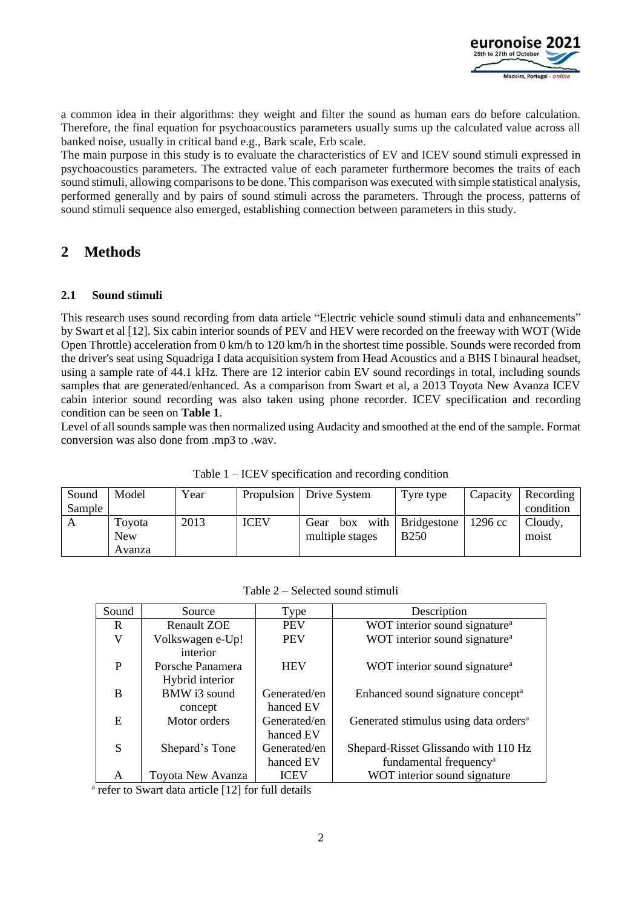a common idea in their algorithms: they weight and filter the sound as human ears do before calculation. Therefore, the final equation for psychoacoustics parameters usually sums up the calculated value across all banked noise, usually in critical band e.g., Bark scale, Erb scale.

The main purpose in this study is to evaluate the characteristics of EV and ICEV sound stimuli expressed in psychoacoustics parameters. The extracted value of each parameter furthermore becomes the traits of each sound stimuli, allowing comparisons to be done. This comparison was executed with simple statistical analysis, performed generally and by pairs of sound stimuli across the parameters. Through the process, patterns of sound stimuli sequence also emerged, establishing connection between parameters in this study.

## 2 Methods

### 2.1 Sound stimuli

This research uses sound recording from data article "Electric vehicle sound stimuli data and enhancements" by Swart et al [12]. Six cabin interior sounds of PEV and HEV were recorded on the freeway with WOT (Wide Open Throttle) acceleration from 0 km/h to 120 km/h in the shortest time possible. Sounds were recorded from the driver's seat using Squadriga I data acquisition system from Head Acoustics and a BHS I binaural headset, using a sample rate of 44.1 kHz. There are 12 interior cabin EV sound recordings in total, including sounds samples that are generated/enhanced. As a comparison from Swart et al, a 2013 Toyota New Avanza ICEV cabin interior sound recording was also taken using phone recorder. ICEV specification and recording condition can be seen on **Table 1**.

Level of all sounds sample was then normalized using Audacity and smoothed at the end of the sample. Format conversion was also done from .mp3 to .wav.

Table 1 – ICEV specification and recording condition

| Sound Sample | Model | Year | Propulsion | Drive System | Tyre type | Capacity | Recording condition |
|---|---|---|---|---|---|---|---|
| A | Toyota New Avanza | 2013 | ICEV | Gear box with multiple stages | Bridgestone B250 | 1296 cc | Cloudy, moist |

Table 2 – Selected sound stimuli

| Sound | Source | Type | Description |
|---|---|---|---|
| R | Renault ZOE | PEV | WOT interior sound signature[a] |
| V | Volkswagen e-Up! interior | PEV | WOT interior sound signature[a] |
| P | Porsche Panamera Hybrid interior | HEV | WOT interior sound signature[a] |
| B | BMW i3 sound concept | Generated/enhanced EV | Enhanced sound signature concept[a] |
| E | Motor orders | Generated/enhanced EV | Generated stimulus using data orders[a] |
| S | Shepard's Tone | Generated/enhanced EV | Shepard-Risset Glissando with 110 Hz fundamental frequency[a] |
| A | Toyota New Avanza | ICEV | WOT interior sound signature |

[a] refer to Swart data article [12] for full details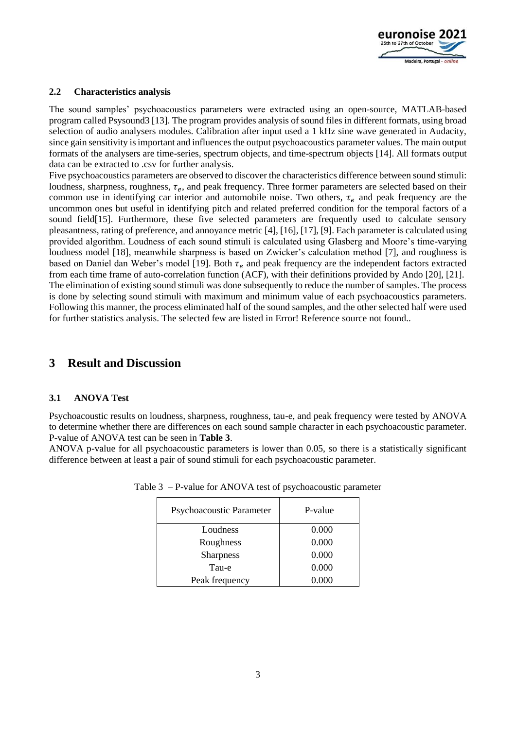### 2.2 Characteristics analysis

The sound samples' psychoacoustics parameters were extracted using an open-source, MATLAB-based program called Psysound3 [13]. The program provides analysis of sound files in different formats, using broad selection of audio analysers modules. Calibration after input used a 1 kHz sine wave generated in Audacity, since gain sensitivity is important and influences the output psychoacoustics parameter values. The main output formats of the analysers are time-series, spectrum objects, and time-spectrum objects [14]. All formats output data can be extracted to .csv for further analysis.

Five psychoacoustics parameters are observed to discover the characteristics difference between sound stimuli: loudness, sharpness, roughness, $\tau_e$, and peak frequency. Three former parameters are selected based on their common use in identifying car interior and automobile noise. Two others, $\tau_e$ and peak frequency are the uncommon ones but useful in identifying pitch and related preferred condition for the temporal factors of a sound field[15]. Furthermore, these five selected parameters are frequently used to calculate sensory pleasantness, rating of preference, and annoyance metric [4], [16], [17], [9]. Each parameter is calculated using provided algorithm. Loudness of each sound stimuli is calculated using Glasberg and Moore's time-varying loudness model [18], meanwhile sharpness is based on Zwicker's calculation method [7], and roughness is based on Daniel dan Weber's model [19]. Both $\tau_e$ and peak frequency are the independent factors extracted from each time frame of auto-correlation function (ACF), with their definitions provided by Ando [20], [21].

The elimination of existing sound stimuli was done subsequently to reduce the number of samples. The process is done by selecting sound stimuli with maximum and minimum value of each psychoacoustics parameters. Following this manner, the process eliminated half of the sound samples, and the other selected half were used for further statistics analysis. The selected few are listed in Error! Reference source not found..

## 3 Result and Discussion

### 3.1 ANOVA Test

Psychoacoustic results on loudness, sharpness, roughness, tau-e, and peak frequency were tested by ANOVA to determine whether there are differences on each sound sample character in each psychoacoustic parameter. P-value of ANOVA test can be seen in **Table 3**.

ANOVA p-value for all psychoacoustic parameters is lower than 0.05, so there is a statistically significant difference between at least a pair of sound stimuli for each psychoacoustic parameter.

Table 3 – P-value for ANOVA test of psychoacoustic parameter

| Psychoacoustic Parameter | P-value |
|---|---|
| Loudness | 0.000 |
| Roughness | 0.000 |
| Sharpness | 0.000 |
| Tau-e | 0.000 |
| Peak frequency | 0.000 |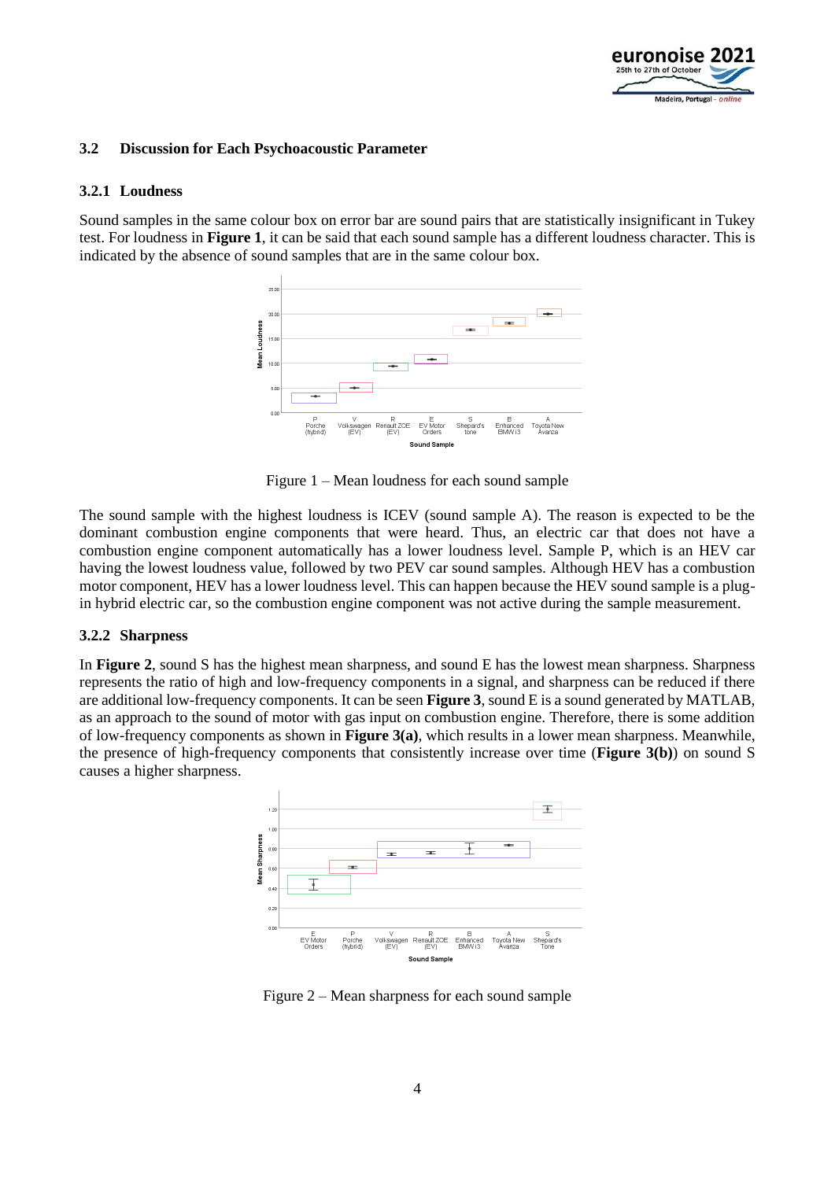### 3.2 Discussion for Each Psychoacoustic Parameter

#### 3.2.1 Loudness

Sound samples in the same colour box on error bar are sound pairs that are statistically insignificant in Tukey test. For loudness in **Figure 1**, it can be said that each sound sample has a different loudness character. This is indicated by the absence of sound samples that are in the same colour box.

Figure 1 – Mean loudness for each sound sample

The sound sample with the highest loudness is ICEV (sound sample A). The reason is expected to be the dominant combustion engine components that were heard. Thus, an electric car that does not have a combustion engine component automatically has a lower loudness level. Sample P, which is an HEV car having the lowest loudness value, followed by two PEV car sound samples. Although HEV has a combustion motor component, HEV has a lower loudness level. This can happen because the HEV sound sample is a plug-in hybrid electric car, so the combustion engine component was not active during the sample measurement.

#### 3.2.2 Sharpness

In **Figure 2**, sound S has the highest mean sharpness, and sound E has the lowest mean sharpness. Sharpness represents the ratio of high and low-frequency components in a signal, and sharpness can be reduced if there are additional low-frequency components. It can be seen **Figure 3**, sound E is a sound generated by MATLAB, as an approach to the sound of motor with gas input on combustion engine. Therefore, there is some addition of low-frequency components as shown in **Figure 3(a)**, which results in a lower mean sharpness. Meanwhile, the presence of high-frequency components that consistently increase over time (**Figure 3(b)**) on sound S causes a higher sharpness.

Figure 2 – Mean sharpness for each sound sample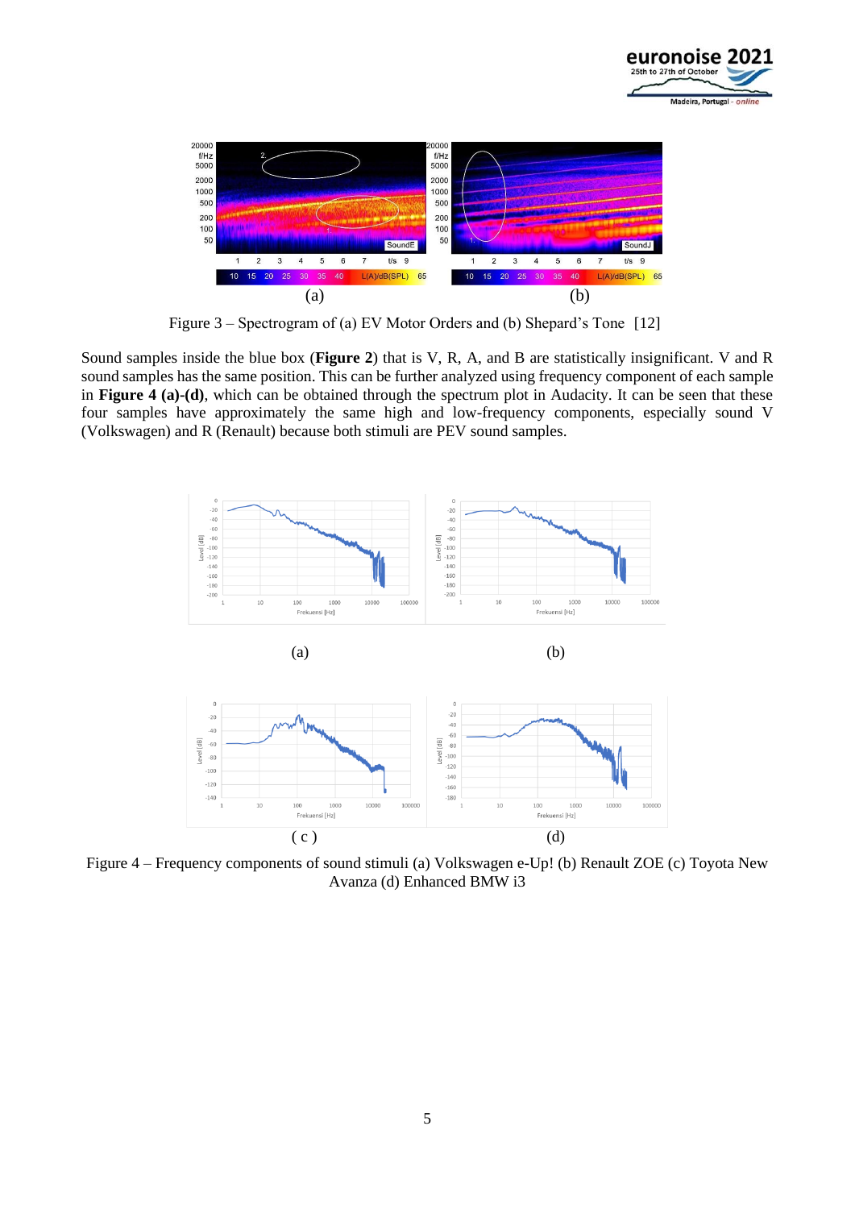Figure 3 – Spectrogram of (a) EV Motor Orders and (b) Shepard's Tone [12]

Sound samples inside the blue box (**Figure 2**) that is V, R, A, and B are statistically insignificant. V and R sound samples has the same position. This can be further analyzed using frequency component of each sample in **Figure 4 (a)-(d)**, which can be obtained through the spectrum plot in Audacity. It can be seen that these four samples have approximately the same high and low-frequency components, especially sound V (Volkswagen) and R (Renault) because both stimuli are PEV sound samples.

Figure 4 – Frequency components of sound stimuli (a) Volkswagen e-Up! (b) Renault ZOE (c) Toyota New Avanza (d) Enhanced BMW i3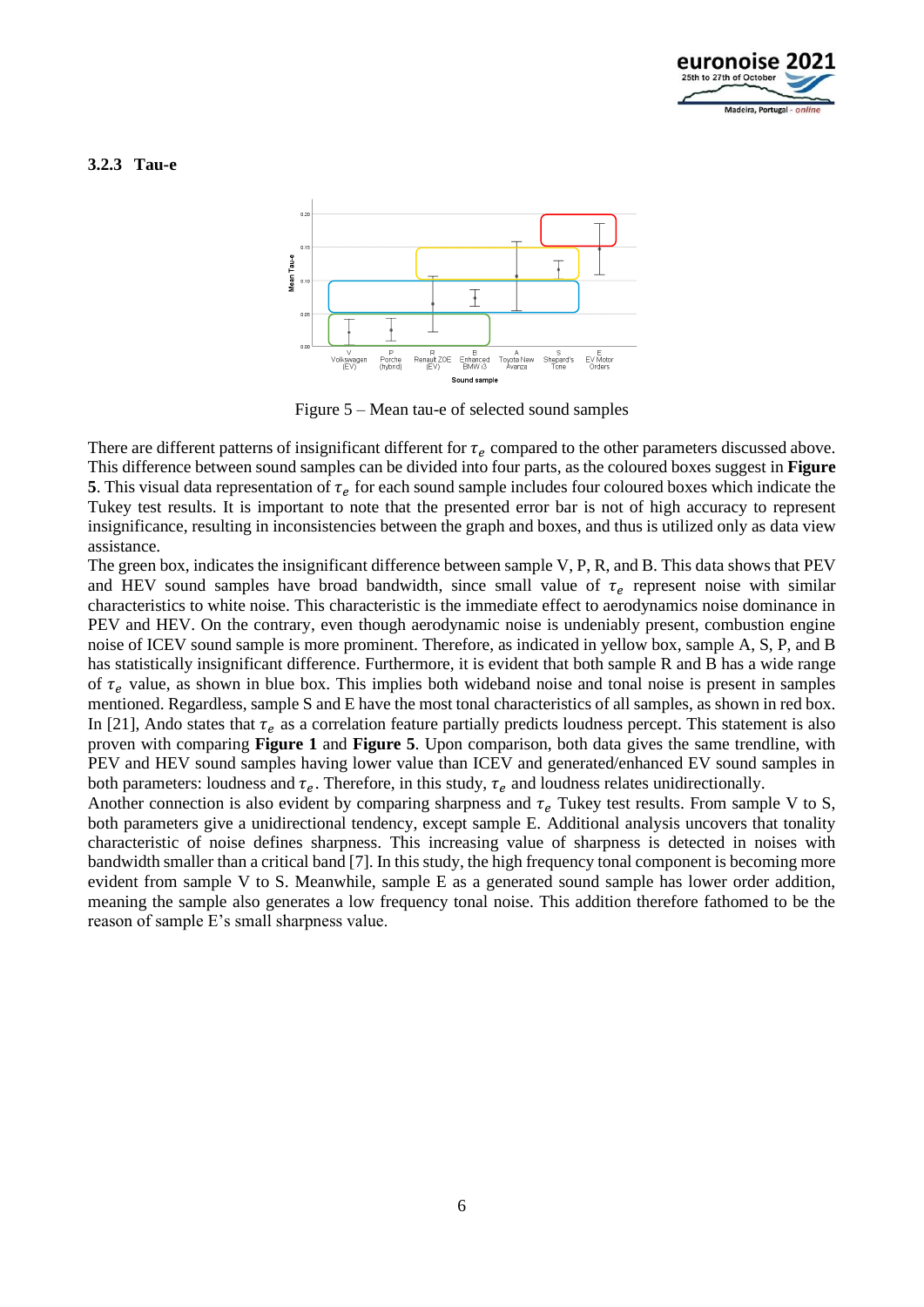### 3.2.3 Tau-e

Figure 5 – Mean tau-e of selected sound samples

There are different patterns of insignificant different for $\tau_e$ compared to the other parameters discussed above. This difference between sound samples can be divided into four parts, as the coloured boxes suggest in **Figure 5**. This visual data representation of $\tau_e$ for each sound sample includes four coloured boxes which indicate the Tukey test results. It is important to note that the presented error bar is not of high accuracy to represent insignificance, resulting in inconsistencies between the graph and boxes, and thus is utilized only as data view assistance.

The green box, indicates the insignificant difference between sample V, P, R, and B. This data shows that PEV and HEV sound samples have broad bandwidth, since small value of $\tau_e$ represent noise with similar characteristics to white noise. This characteristic is the immediate effect to aerodynamics noise dominance in PEV and HEV. On the contrary, even though aerodynamic noise is undeniably present, combustion engine noise of ICEV sound sample is more prominent. Therefore, as indicated in yellow box, sample A, S, P, and B has statistically insignificant difference. Furthermore, it is evident that both sample R and B has a wide range of $\tau_e$ value, as shown in blue box. This implies both wideband noise and tonal noise is present in samples mentioned. Regardless, sample S and E have the most tonal characteristics of all samples, as shown in red box. In [21], Ando states that $\tau_e$ as a correlation feature partially predicts loudness percept. This statement is also proven with comparing **Figure 1** and **Figure 5**. Upon comparison, both data gives the same trendline, with PEV and HEV sound samples having lower value than ICEV and generated/enhanced EV sound samples in both parameters: loudness and $\tau_e$. Therefore, in this study, $\tau_e$ and loudness relates unidirectionally.

Another connection is also evident by comparing sharpness and $\tau_e$ Tukey test results. From sample V to S, both parameters give a unidirectional tendency, except sample E. Additional analysis uncovers that tonality characteristic of noise defines sharpness. This increasing value of sharpness is detected in noises with bandwidth smaller than a critical band [7]. In this study, the high frequency tonal component is becoming more evident from sample V to S. Meanwhile, sample E as a generated sound sample has lower order addition, meaning the sample also generates a low frequency tonal noise. This addition therefore fathomed to be the reason of sample E's small sharpness value.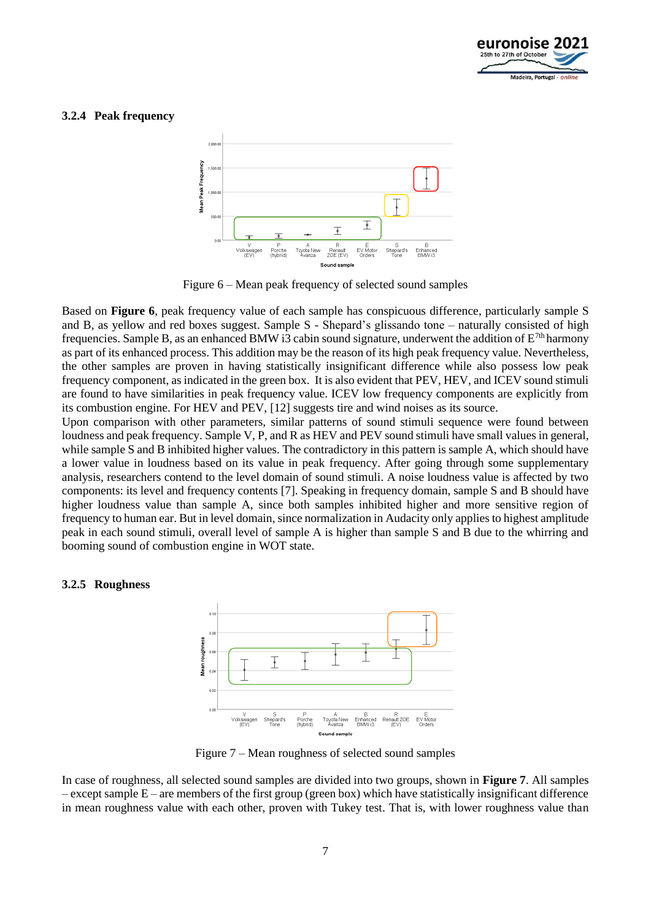### 3.2.4 Peak frequency

Figure 6 – Mean peak frequency of selected sound samples

Based on **Figure 6**, peak frequency value of each sample has conspicuous difference, particularly sample S and B, as yellow and red boxes suggest. Sample S - Shepard's glissando tone – naturally consisted of high frequencies. Sample B, as an enhanced BMW i3 cabin sound signature, underwent the addition of $E^{7th}$ harmony as part of its enhanced process. This addition may be the reason of its high peak frequency value. Nevertheless, the other samples are proven in having statistically insignificant difference while also possess low peak frequency component, as indicated in the green box. It is also evident that PEV, HEV, and ICEV sound stimuli are found to have similarities in peak frequency value. ICEV low frequency components are explicitly from its combustion engine. For HEV and PEV, [12] suggests tire and wind noises as its source.

Upon comparison with other parameters, similar patterns of sound stimuli sequence were found between loudness and peak frequency. Sample V, P, and R as HEV and PEV sound stimuli have small values in general, while sample S and B inhibited higher values. The contradictory in this pattern is sample A, which should have a lower value in loudness based on its value in peak frequency. After going through some supplementary analysis, researchers contend to the level domain of sound stimuli. A noise loudness value is affected by two components: its level and frequency contents [7]. Speaking in frequency domain, sample S and B should have higher loudness value than sample A, since both samples inhibited higher and more sensitive region of frequency to human ear. But in level domain, since normalization in Audacity only applies to highest amplitude peak in each sound stimuli, overall level of sample A is higher than sample S and B due to the whirring and booming sound of combustion engine in WOT state.

### 3.2.5 Roughness

Figure 7 – Mean roughness of selected sound samples

In case of roughness, all selected sound samples are divided into two groups, shown in **Figure 7**. All samples – except sample E – are members of the first group (green box) which have statistically insignificant difference in mean roughness value with each other, proven with Tukey test. That is, with lower roughness value than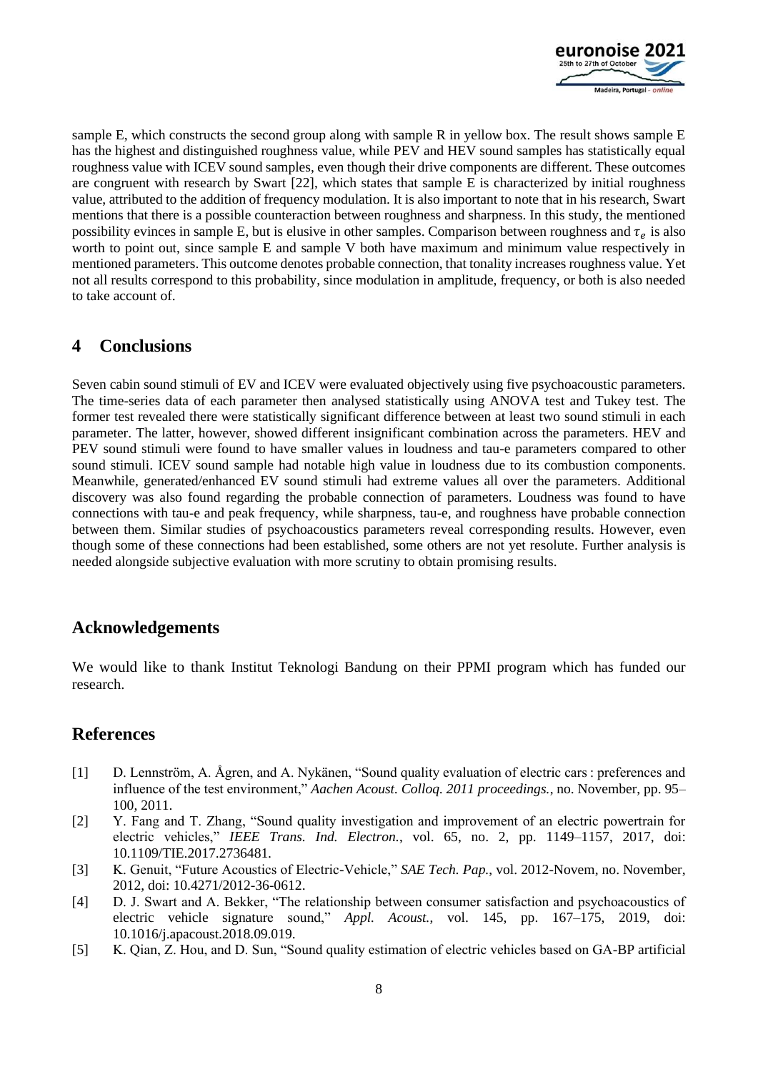sample E, which constructs the second group along with sample R in yellow box. The result shows sample E has the highest and distinguished roughness value, while PEV and HEV sound samples has statistically equal roughness value with ICEV sound samples, even though their drive components are different. These outcomes are congruent with research by Swart [22], which states that sample E is characterized by initial roughness value, attributed to the addition of frequency modulation. It is also important to note that in his research, Swart mentions that there is a possible counteraction between roughness and sharpness. In this study, the mentioned possibility evinces in sample E, but is elusive in other samples. Comparison between roughness and $\tau_e$ is also worth to point out, since sample E and sample V both have maximum and minimum value respectively in mentioned parameters. This outcome denotes probable connection, that tonality increases roughness value. Yet not all results correspond to this probability, since modulation in amplitude, frequency, or both is also needed to take account of.

## 4 Conclusions

Seven cabin sound stimuli of EV and ICEV were evaluated objectively using five psychoacoustic parameters. The time-series data of each parameter then analysed statistically using ANOVA test and Tukey test. The former test revealed there were statistically significant difference between at least two sound stimuli in each parameter. The latter, however, showed different insignificant combination across the parameters. HEV and PEV sound stimuli were found to have smaller values in loudness and tau-e parameters compared to other sound stimuli. ICEV sound sample had notable high value in loudness due to its combustion components. Meanwhile, generated/enhanced EV sound stimuli had extreme values all over the parameters. Additional discovery was also found regarding the probable connection of parameters. Loudness was found to have connections with tau-e and peak frequency, while sharpness, tau-e, and roughness have probable connection between them. Similar studies of psychoacoustics parameters reveal corresponding results. However, even though some of these connections had been established, some others are not yet resolute. Further analysis is needed alongside subjective evaluation with more scrutiny to obtain promising results.

## Acknowledgements

We would like to thank Institut Teknologi Bandung on their PPMI program which has funded our research.

## References

[1] D. Lennström, A. Ågren, and A. Nykänen, "Sound quality evaluation of electric cars : preferences and influence of the test environment," *Aachen Acoust. Colloq. 2011 proceedings.*, no. November, pp. 95–100, 2011.

[2] Y. Fang and T. Zhang, "Sound quality investigation and improvement of an electric powertrain for electric vehicles," *IEEE Trans. Ind. Electron.*, vol. 65, no. 2, pp. 1149–1157, 2017, doi: 10.1109/TIE.2017.2736481.

[3] K. Genuit, "Future Acoustics of Electric-Vehicle," *SAE Tech. Pap.*, vol. 2012-Novem, no. November, 2012, doi: 10.4271/2012-36-0612.

[4] D. J. Swart and A. Bekker, "The relationship between consumer satisfaction and psychoacoustics of electric vehicle signature sound," *Appl. Acoust.*, vol. 145, pp. 167–175, 2019, doi: 10.1016/j.apacoust.2018.09.019.

[5] K. Qian, Z. Hou, and D. Sun, "Sound quality estimation of electric vehicles based on GA-BP artificial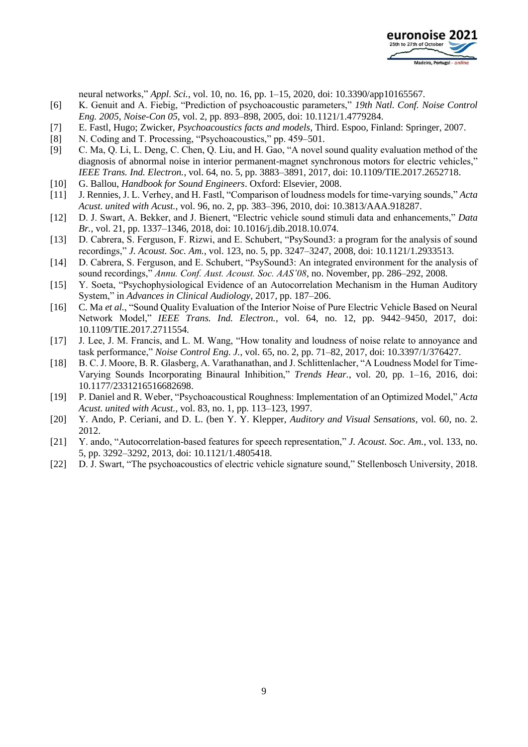neural networks," *Appl. Sci.*, vol. 10, no. 16, pp. 1–15, 2020, doi: 10.3390/app10165567.

[6] K. Genuit and A. Fiebig, "Prediction of psychoacoustic parameters," *19th Natl. Conf. Noise Control Eng. 2005, Noise-Con 05*, vol. 2, pp. 893–898, 2005, doi: 10.1121/1.4779284.

[7] E. Fastl, Hugo; Zwicker, *Psychoacoustics facts and models*, Third. Espoo, Finland: Springer, 2007.

[8] N. Coding and T. Processing, "Psychoacoustics," pp. 459–501.

[9] C. Ma, Q. Li, L. Deng, C. Chen, Q. Liu, and H. Gao, "A novel sound quality evaluation method of the diagnosis of abnormal noise in interior permanent-magnet synchronous motors for electric vehicles," *IEEE Trans. Ind. Electron.*, vol. 64, no. 5, pp. 3883–3891, 2017, doi: 10.1109/TIE.2017.2652718.

[10] G. Ballou, *Handbook for Sound Engineers*. Oxford: Elsevier, 2008.

[11] J. Rennies, J. L. Verhey, and H. Fastl, "Comparison of loudness models for time-varying sounds," *Acta Acust. united with Acust.*, vol. 96, no. 2, pp. 383–396, 2010, doi: 10.3813/AAA.918287.

[12] D. J. Swart, A. Bekker, and J. Bienert, "Electric vehicle sound stimuli data and enhancements," *Data Br.*, vol. 21, pp. 1337–1346, 2018, doi: 10.1016/j.dib.2018.10.074.

[13] D. Cabrera, S. Ferguson, F. Rizwi, and E. Schubert, "PsySound3: a program for the analysis of sound recordings," *J. Acoust. Soc. Am.*, vol. 123, no. 5, pp. 3247–3247, 2008, doi: 10.1121/1.2933513.

[14] D. Cabrera, S. Ferguson, and E. Schubert, "PsySound3: An integrated environment for the analysis of sound recordings," *Annu. Conf. Aust. Acoust. Soc. AAS'08*, no. November, pp. 286–292, 2008.

[15] Y. Soeta, "Psychophysiological Evidence of an Autocorrelation Mechanism in the Human Auditory System," in *Advances in Clinical Audiology*, 2017, pp. 187–206.

[16] C. Ma *et al.*, "Sound Quality Evaluation of the Interior Noise of Pure Electric Vehicle Based on Neural Network Model," *IEEE Trans. Ind. Electron.*, vol. 64, no. 12, pp. 9442–9450, 2017, doi: 10.1109/TIE.2017.2711554.

[17] J. Lee, J. M. Francis, and L. M. Wang, "How tonality and loudness of noise relate to annoyance and task performance," *Noise Control Eng. J.*, vol. 65, no. 2, pp. 71–82, 2017, doi: 10.3397/1/376427.

[18] B. C. J. Moore, B. R. Glasberg, A. Varathanathan, and J. Schlittenlacher, "A Loudness Model for Time-Varying Sounds Incorporating Binaural Inhibition," *Trends Hear.*, vol. 20, pp. 1–16, 2016, doi: 10.1177/2331216516682698.

[19] P. Daniel and R. Weber, "Psychoacoustical Roughness: Implementation of an Optimized Model," *Acta Acust. united with Acust.*, vol. 83, no. 1, pp. 113–123, 1997.

[20] Y. Ando, P. Ceriani, and D. L. (ben Y. Y. Klepper, *Auditory and Visual Sensations*, vol. 60, no. 2. 2012.

[21] Y. ando, "Autocorrelation-based features for speech representation," *J. Acoust. Soc. Am.*, vol. 133, no. 5, pp. 3292–3292, 2013, doi: 10.1121/1.4805418.

[22] D. J. Swart, "The psychoacoustics of electric vehicle signature sound," Stellenbosch University, 2018.